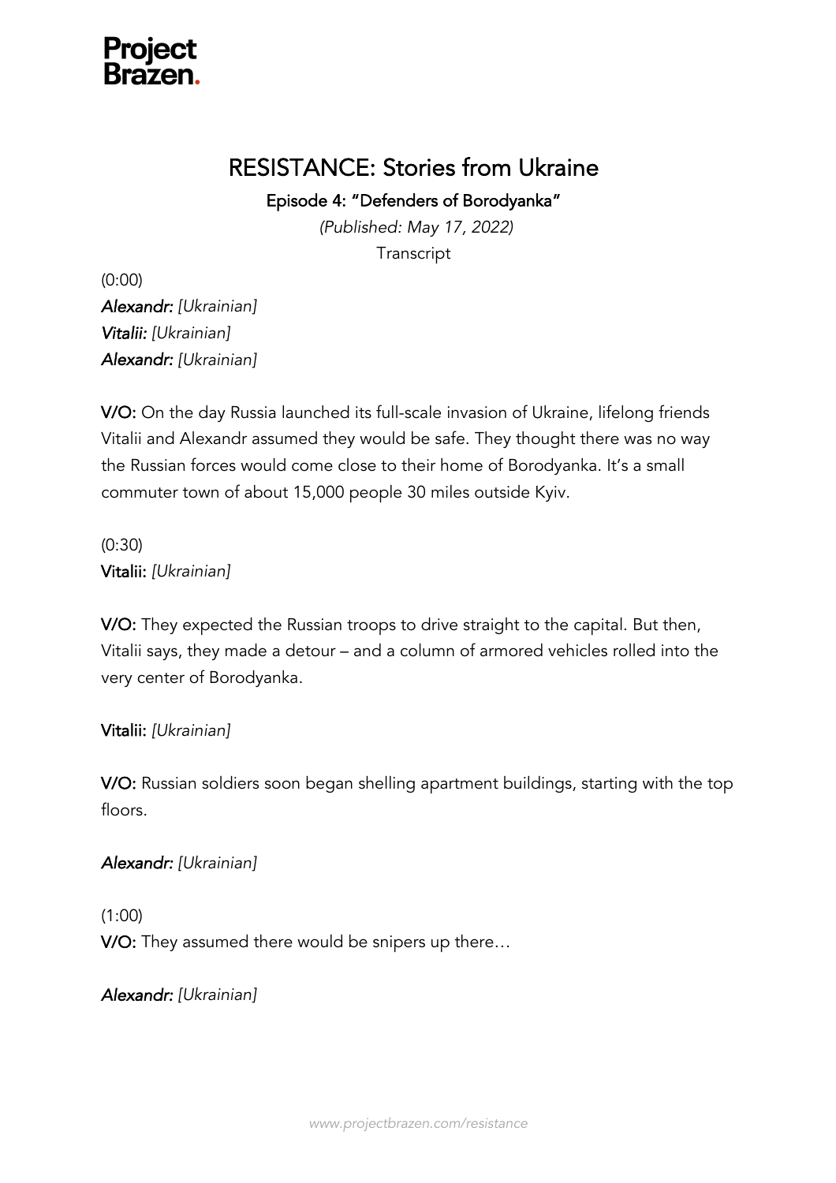Project Brazen.

# RESIDANCE: Stories from Ukraine

Project Brazen.

# RESISTANCE: Stories from Ukraine

## Episode 4: "Defenders of Borodyanka"

*(Published: May 17, 2022)*

Transcript

(0:00)

***Alexandr:*** *[Ukrainian]*

***Vitalii:*** *[Ukrainian]*

***Alexandr:*** *[Ukrainian]*

**V/O:** On the day Russia launched its full-scale invasion of Ukraine, lifelong friends Vitalii and Alexandr assumed they would be safe. They thought there was no way the Russian forces would come close to their home of Borodyanka. It's a small commuter town of about 15,000 people 30 miles outside Kyiv.

(0:30)

**Vitalii:** *[Ukrainian]*

**V/O:** They expected the Russian troops to drive straight to the capital. But then, Vitalii says, they made a detour – and a column of armored vehicles rolled into the very center of Borodyanka.

**Vitalii:** *[Ukrainian]*

**V/O:** Russian soldiers soon began shelling apartment buildings, starting with the top floors.

***Alexandr:*** *[Ukrainian]*

(1:00)

**V/O:** They assumed there would be snipers up there…

***Alexandr:*** *[Ukrainian]*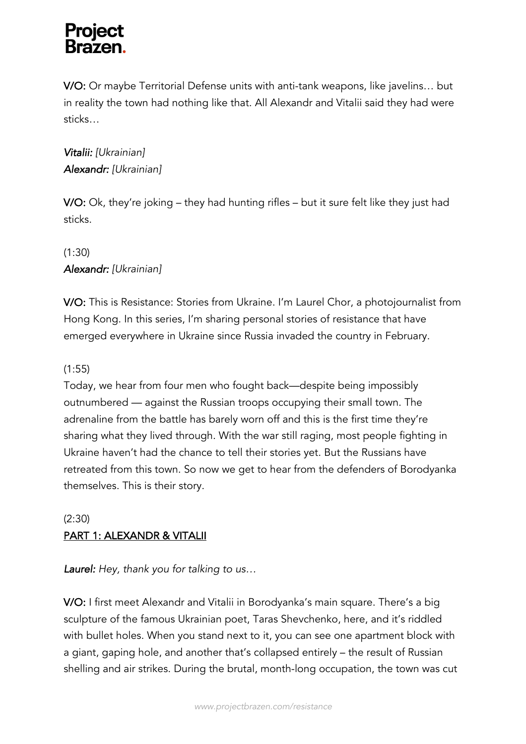**V/O:** Or maybe Territorial Defense units with anti-tank weapons, like javelins… but in reality the town had nothing like that. All Alexandr and Vitalii said they had were sticks…

***Vitalii:*** *[Ukrainian]*
***Alexandr:*** *[Ukrainian]*

**V/O:** Ok, they're joking – they had hunting rifles – but it sure felt like they just had sticks.

(1:30)
***Alexandr:*** *[Ukrainian]*

**V/O:** This is Resistance: Stories from Ukraine. I'm Laurel Chor, a photojournalist from Hong Kong. In this series, I'm sharing personal stories of resistance that have emerged everywhere in Ukraine since Russia invaded the country in February.

(1:55)
Today, we hear from four men who fought back—despite being impossibly outnumbered — against the Russian troops occupying their small town. The adrenaline from the battle has barely worn off and this is the first time they're sharing what they lived through. With the war still raging, most people fighting in Ukraine haven't had the chance to tell their stories yet. But the Russians have retreated from this town. So now we get to hear from the defenders of Borodyanka themselves. This is their story.

(2:30)
<u>PART 1: ALEXANDR & VITALII</u>

***Laurel:*** *Hey, thank you for talking to us…*

**V/O:** I first meet Alexandr and Vitalii in Borodyanka's main square. There's a big sculpture of the famous Ukrainian poet, Taras Shevchenko, here, and it's riddled with bullet holes. When you stand next to it, you can see one apartment block with a giant, gaping hole, and another that's collapsed entirely – the result of Russian shelling and air strikes. During the brutal, month-long occupation, the town was cut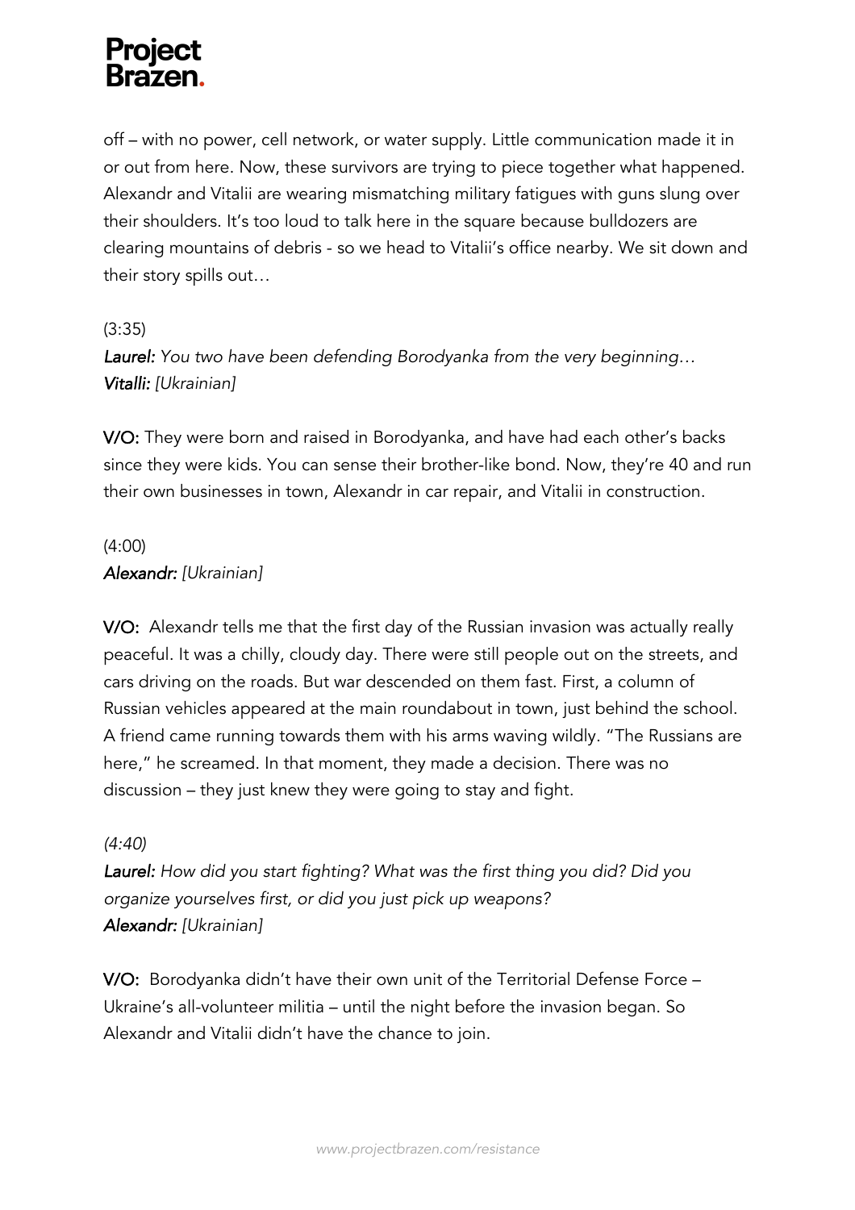off – with no power, cell network, or water supply. Little communication made it in or out from here. Now, these survivors are trying to piece together what happened. Alexandr and Vitalii are wearing mismatching military fatigues with guns slung over their shoulders. It's too loud to talk here in the square because bulldozers are clearing mountains of debris - so we head to Vitalii's office nearby. We sit down and their story spills out…

(3:35)

***Laurel:*** *You two have been defending Borodyanka from the very beginning…*
***Vitalli:*** *[Ukrainian]*

**V/O:** They were born and raised in Borodyanka, and have had each other's backs since they were kids. You can sense their brother-like bond. Now, they're 40 and run their own businesses in town, Alexandr in car repair, and Vitalii in construction.

(4:00)

***Alexandr:*** *[Ukrainian]*

**V/O:** Alexandr tells me that the first day of the Russian invasion was actually really peaceful. It was a chilly, cloudy day. There were still people out on the streets, and cars driving on the roads. But war descended on them fast. First, a column of Russian vehicles appeared at the main roundabout in town, just behind the school. A friend came running towards them with his arms waving wildly. "The Russians are here," he screamed. In that moment, they made a decision. There was no discussion – they just knew they were going to stay and fight.

*(4:40)*

***Laurel:*** *How did you start fighting? What was the first thing you did? Did you organize yourselves first, or did you just pick up weapons?*
***Alexandr:*** *[Ukrainian]*

**V/O:** Borodyanka didn't have their own unit of the Territorial Defense Force – Ukraine's all-volunteer militia – until the night before the invasion began. So Alexandr and Vitalii didn't have the chance to join.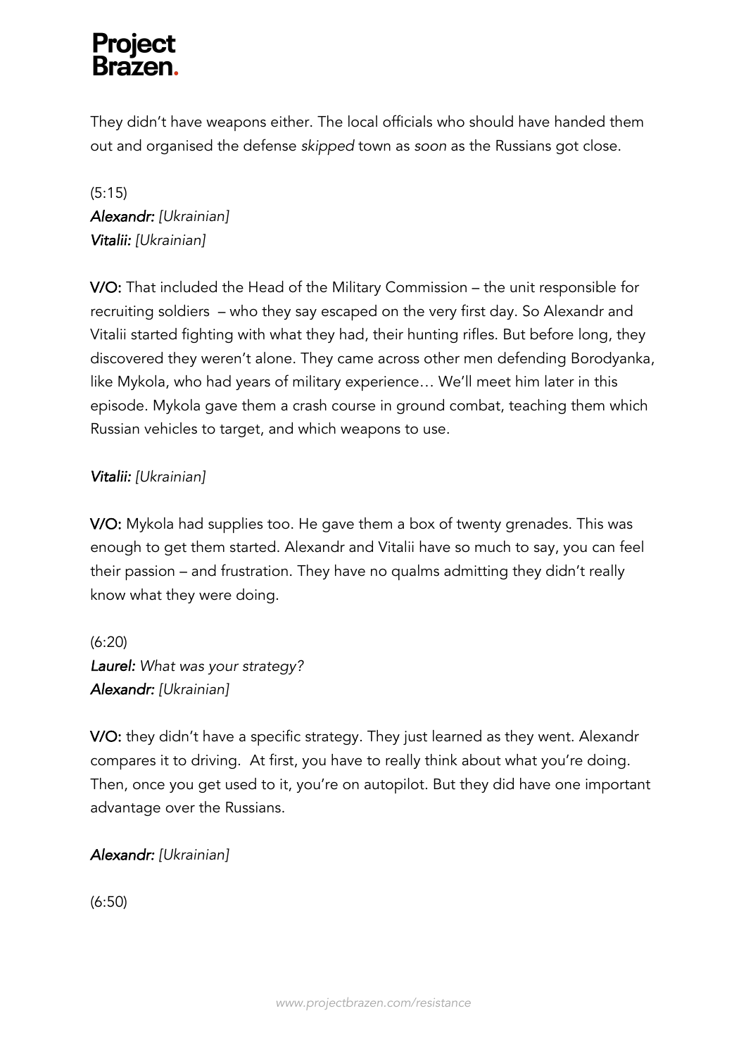They didn't have weapons either. The local officials who should have handed them out and organised the defense *skipped* town as *soon* as the Russians got close.

(5:15)
***Alexandr:*** *[Ukrainian]*
***Vitalii:*** *[Ukrainian]*

**V/O:** That included the Head of the Military Commission – the unit responsible for recruiting soldiers – who they say escaped on the very first day. So Alexandr and Vitalii started fighting with what they had, their hunting rifles. But before long, they discovered they weren't alone. They came across other men defending Borodyanka, like Mykola, who had years of military experience… We'll meet him later in this episode. Mykola gave them a crash course in ground combat, teaching them which Russian vehicles to target, and which weapons to use.

***Vitalii:*** *[Ukrainian]*

**V/O:** Mykola had supplies too. He gave them a box of twenty grenades. This was enough to get them started. Alexandr and Vitalii have so much to say, you can feel their passion – and frustration. They have no qualms admitting they didn't really know what they were doing.

(6:20)
***Laurel:*** *What was your strategy?*
***Alexandr:*** *[Ukrainian]*

**V/O:** they didn't have a specific strategy. They just learned as they went. Alexandr compares it to driving. At first, you have to really think about what you're doing. Then, once you get used to it, you're on autopilot. But they did have one important advantage over the Russians.

***Alexandr:*** *[Ukrainian]*

(6:50)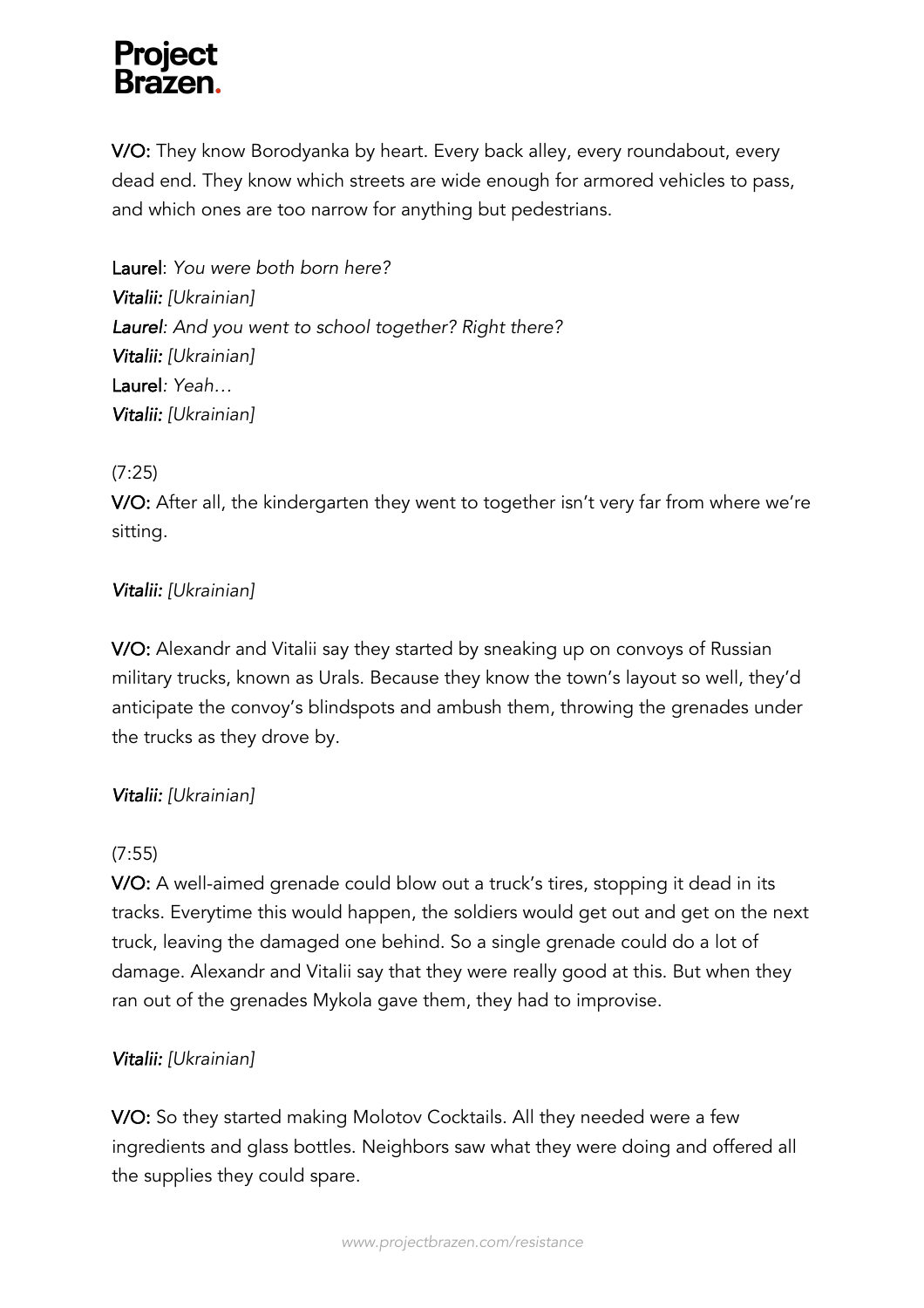**V/O:** They know Borodyanka by heart. Every back alley, every roundabout, every dead end. They know which streets are wide enough for armored vehicles to pass, and which ones are too narrow for anything but pedestrians.

**Laurel**: *You were both born here?*
***Vitalii:*** *[Ukrainian]*
***Laurel****: And you went to school together? Right there?*
***Vitalii:*** *[Ukrainian]*
**Laurel***: Yeah…*
***Vitalii:*** *[Ukrainian]*

(7:25)
**V/O:** After all, the kindergarten they went to together isn't very far from where we're sitting.

***Vitalii:*** *[Ukrainian]*

**V/O:** Alexandr and Vitalii say they started by sneaking up on convoys of Russian military trucks, known as Urals. Because they know the town's layout so well, they'd anticipate the convoy's blindspots and ambush them, throwing the grenades under the trucks as they drove by.

***Vitalii:*** *[Ukrainian]*

(7:55)
**V/O:** A well-aimed grenade could blow out a truck's tires, stopping it dead in its tracks. Everytime this would happen, the soldiers would get out and get on the next truck, leaving the damaged one behind. So a single grenade could do a lot of damage. Alexandr and Vitalii say that they were really good at this. But when they ran out of the grenades Mykola gave them, they had to improvise.

***Vitalii:*** *[Ukrainian]*

**V/O:** So they started making Molotov Cocktails. All they needed were a few ingredients and glass bottles. Neighbors saw what they were doing and offered all the supplies they could spare.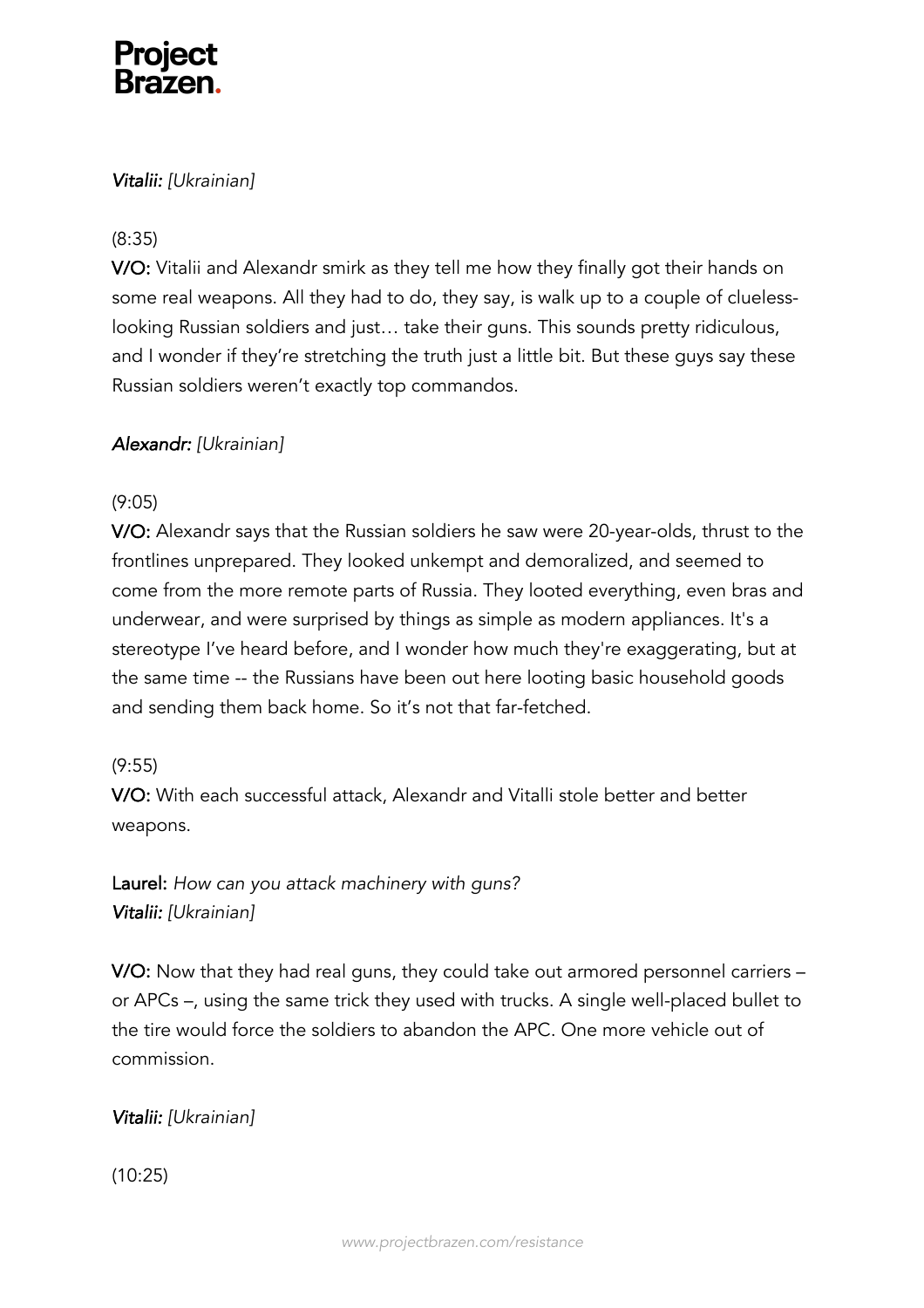*Vitalii: [Ukrainian]*

(8:35)

**V/O:** Vitalii and Alexandr smirk as they tell me how they finally got their hands on some real weapons. All they had to do, they say, is walk up to a couple of clueless-looking Russian soldiers and just… take their guns. This sounds pretty ridiculous, and I wonder if they're stretching the truth just a little bit. But these guys say these Russian soldiers weren't exactly top commandos.

*Alexandr: [Ukrainian]*

(9:05)

**V/O:** Alexandr says that the Russian soldiers he saw were 20-year-olds, thrust to the frontlines unprepared. They looked unkempt and demoralized, and seemed to come from the more remote parts of Russia. They looted everything, even bras and underwear, and were surprised by things as simple as modern appliances. It's a stereotype I've heard before, and I wonder how much they're exaggerating, but at the same time -- the Russians have been out here looting basic household goods and sending them back home. So it's not that far-fetched.

(9:55)

**V/O:** With each successful attack, Alexandr and Vitalli stole better and better weapons.

**Laurel:** *How can you attack machinery with guns?*
*Vitalii: [Ukrainian]*

**V/O:** Now that they had real guns, they could take out armored personnel carriers – or APCs –, using the same trick they used with trucks. A single well-placed bullet to the tire would force the soldiers to abandon the APC. One more vehicle out of commission.

*Vitalii: [Ukrainian]*

(10:25)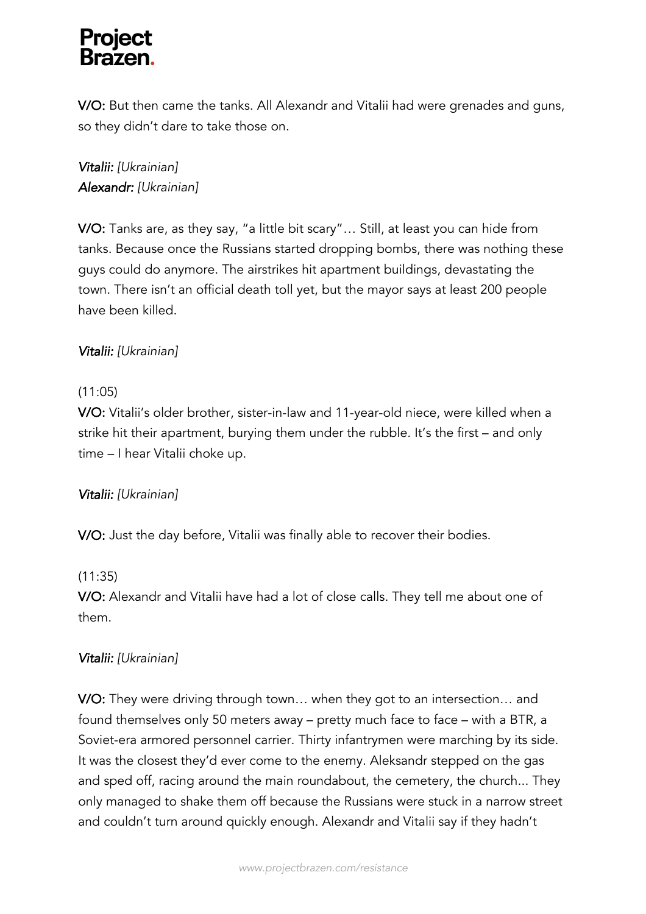**V/O:** But then came the tanks. All Alexandr and Vitalii had were grenades and guns, so they didn't dare to take those on.

*Vitalii: [Ukrainian]*
*Alexandr: [Ukrainian]*

**V/O:** Tanks are, as they say, "a little bit scary"… Still, at least you can hide from tanks. Because once the Russians started dropping bombs, there was nothing these guys could do anymore. The airstrikes hit apartment buildings, devastating the town. There isn't an official death toll yet, but the mayor says at least 200 people have been killed.

*Vitalii: [Ukrainian]*

(11:05)
**V/O:** Vitalii's older brother, sister-in-law and 11-year-old niece, were killed when a strike hit their apartment, burying them under the rubble. It's the first – and only time – I hear Vitalii choke up.

*Vitalii: [Ukrainian]*

**V/O:** Just the day before, Vitalii was finally able to recover their bodies.

(11:35)
**V/O:** Alexandr and Vitalii have had a lot of close calls. They tell me about one of them.

*Vitalii: [Ukrainian]*

**V/O:** They were driving through town… when they got to an intersection… and found themselves only 50 meters away – pretty much face to face – with a BTR, a Soviet-era armored personnel carrier. Thirty infantrymen were marching by its side. It was the closest they'd ever come to the enemy. Aleksandr stepped on the gas and sped off, racing around the main roundabout, the cemetery, the church... They only managed to shake them off because the Russians were stuck in a narrow street and couldn't turn around quickly enough. Alexandr and Vitalii say if they hadn't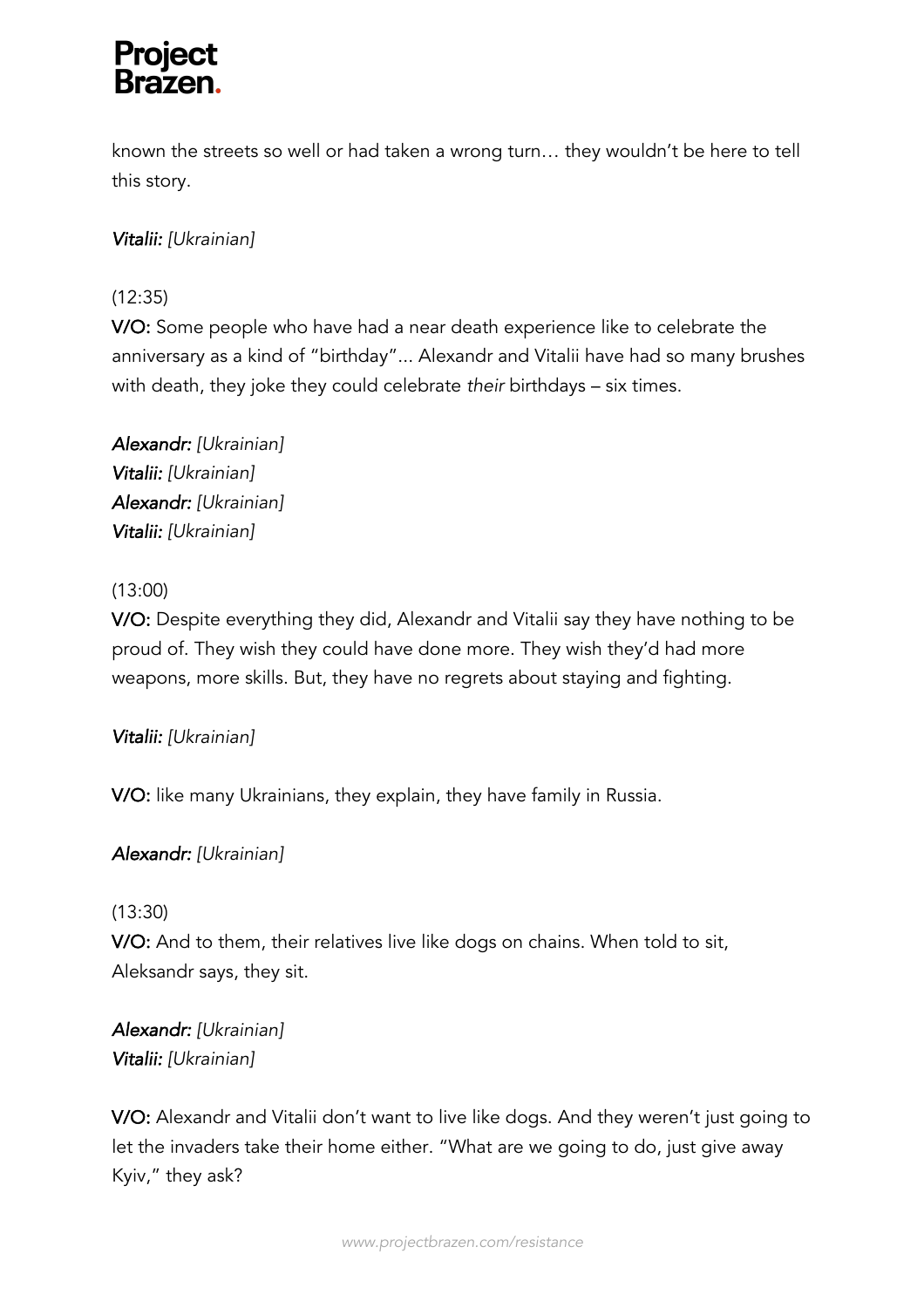known the streets so well or had taken a wrong turn… they wouldn't be here to tell this story.

*Vitalii: [Ukrainian]*

(12:35)

**V/O:** Some people who have had a near death experience like to celebrate the anniversary as a kind of "birthday"... Alexandr and Vitalii have had so many brushes with death, they joke they could celebrate *their* birthdays – six times.

*Alexandr: [Ukrainian]*
*Vitalii: [Ukrainian]*
*Alexandr: [Ukrainian]*
*Vitalii: [Ukrainian]*

(13:00)

**V/O:** Despite everything they did, Alexandr and Vitalii say they have nothing to be proud of. They wish they could have done more. They wish they'd had more weapons, more skills. But, they have no regrets about staying and fighting.

*Vitalii: [Ukrainian]*

**V/O:** like many Ukrainians, they explain, they have family in Russia.

*Alexandr: [Ukrainian]*

(13:30)

**V/O:** And to them, their relatives live like dogs on chains. When told to sit, Aleksandr says, they sit.

*Alexandr: [Ukrainian]*
*Vitalii: [Ukrainian]*

**V/O:** Alexandr and Vitalii don't want to live like dogs. And they weren't just going to let the invaders take their home either. "What are we going to do, just give away Kyiv," they ask?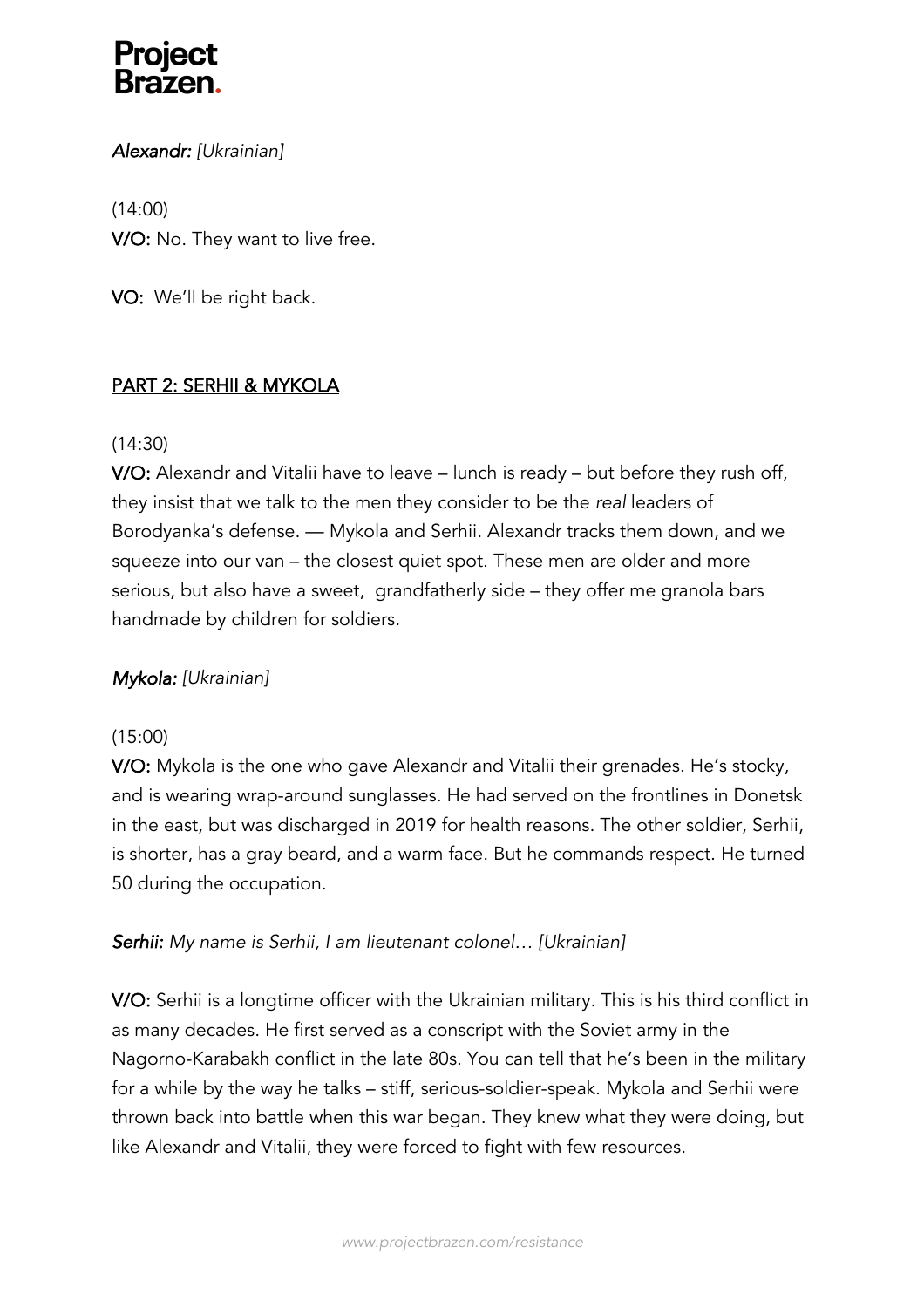*Alexandr: [Ukrainian]*

(14:00)

**V/O:** No. They want to live free.

**VO:** We'll be right back.

## PART 2: SERHII & MYKOLA

(14:30)

**V/O:** Alexandr and Vitalii have to leave – lunch is ready – but before they rush off, they insist that we talk to the men they consider to be the *real* leaders of Borodyanka's defense. — Mykola and Serhii. Alexandr tracks them down, and we squeeze into our van – the closest quiet spot. These men are older and more serious, but also have a sweet, grandfatherly side – they offer me granola bars handmade by children for soldiers.

*Mykola: [Ukrainian]*

(15:00)

**V/O:** Mykola is the one who gave Alexandr and Vitalii their grenades. He's stocky, and is wearing wrap-around sunglasses. He had served on the frontlines in Donetsk in the east, but was discharged in 2019 for health reasons. The other soldier, Serhii, is shorter, has a gray beard, and a warm face. But he commands respect. He turned 50 during the occupation.

*Serhii: My name is Serhii, I am lieutenant colonel… [Ukrainian]*

**V/O:** Serhii is a longtime officer with the Ukrainian military. This is his third conflict in as many decades. He first served as a conscript with the Soviet army in the Nagorno-Karabakh conflict in the late 80s. You can tell that he's been in the military for a while by the way he talks – stiff, serious-soldier-speak. Mykola and Serhii were thrown back into battle when this war began. They knew what they were doing, but like Alexandr and Vitalii, they were forced to fight with few resources.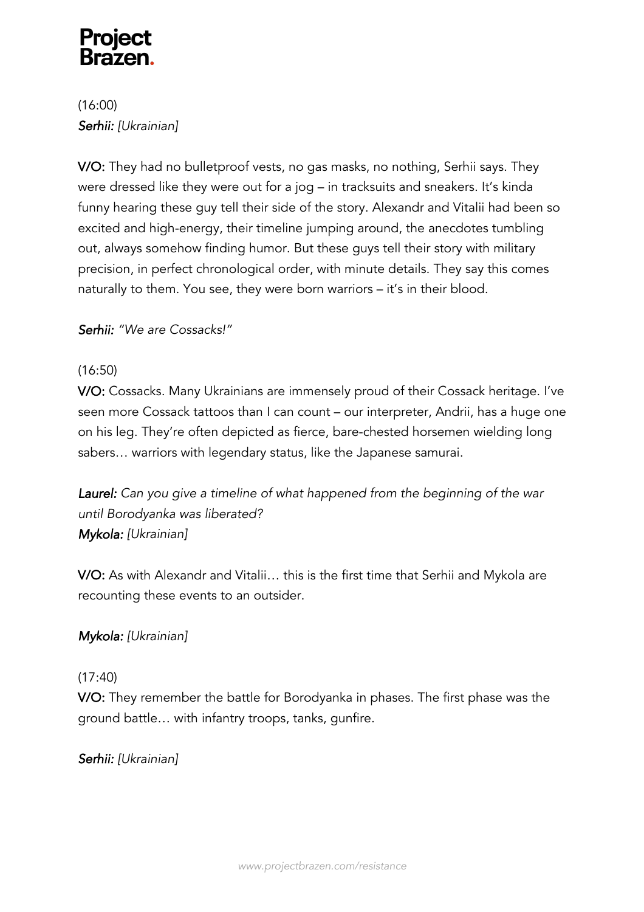(16:00)
***Serhii:*** *[Ukrainian]*

**V/O:** They had no bulletproof vests, no gas masks, no nothing, Serhii says. They were dressed like they were out for a jog – in tracksuits and sneakers. It's kinda funny hearing these guy tell their side of the story. Alexandr and Vitalii had been so excited and high-energy, their timeline jumping around, the anecdotes tumbling out, always somehow finding humor. But these guys tell their story with military precision, in perfect chronological order, with minute details. They say this comes naturally to them. You see, they were born warriors – it's in their blood.

***Serhii:*** *"We are Cossacks!"*

(16:50)
**V/O:** Cossacks. Many Ukrainians are immensely proud of their Cossack heritage. I've seen more Cossack tattoos than I can count – our interpreter, Andrii, has a huge one on his leg. They're often depicted as fierce, bare-chested horsemen wielding long sabers… warriors with legendary status, like the Japanese samurai.

***Laurel:*** *Can you give a timeline of what happened from the beginning of the war until Borodyanka was liberated?*
***Mykola:*** *[Ukrainian]*

**V/O:** As with Alexandr and Vitalii… this is the first time that Serhii and Mykola are recounting these events to an outsider.

***Mykola:*** *[Ukrainian]*

(17:40)
**V/O:** They remember the battle for Borodyanka in phases. The first phase was the ground battle… with infantry troops, tanks, gunfire.

***Serhii:*** *[Ukrainian]*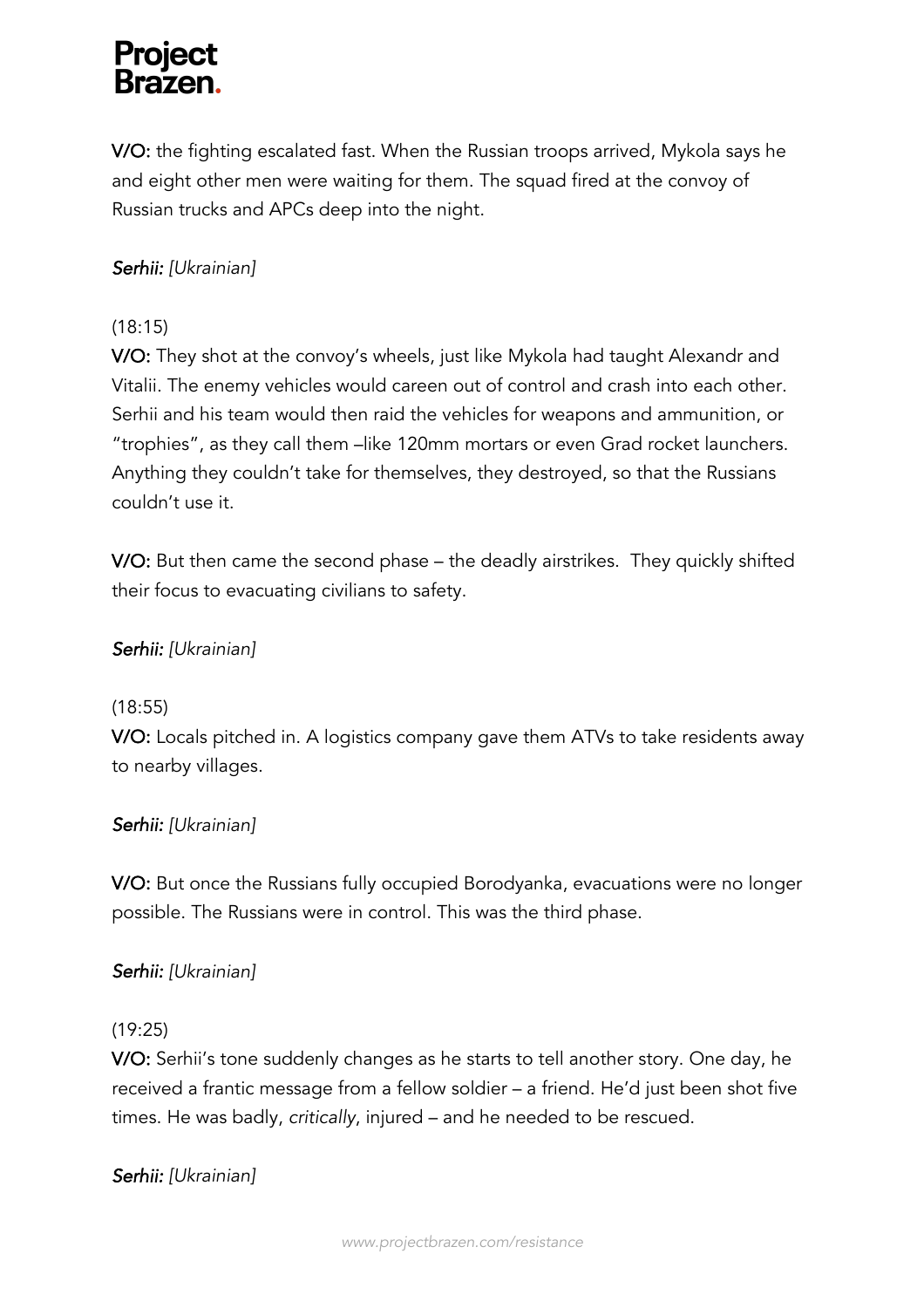**V/O:** the fighting escalated fast. When the Russian troops arrived, Mykola says he and eight other men were waiting for them. The squad fired at the convoy of Russian trucks and APCs deep into the night.

***Serhii:** [Ukrainian]*

(18:15)

**V/O:** They shot at the convoy's wheels, just like Mykola had taught Alexandr and Vitalii. The enemy vehicles would careen out of control and crash into each other. Serhii and his team would then raid the vehicles for weapons and ammunition, or "trophies", as they call them –like 120mm mortars or even Grad rocket launchers. Anything they couldn't take for themselves, they destroyed, so that the Russians couldn't use it.

**V/O:** But then came the second phase – the deadly airstrikes. They quickly shifted their focus to evacuating civilians to safety.

***Serhii:** [Ukrainian]*

(18:55)

**V/O:** Locals pitched in. A logistics company gave them ATVs to take residents away to nearby villages.

***Serhii:** [Ukrainian]*

**V/O:** But once the Russians fully occupied Borodyanka, evacuations were no longer possible. The Russians were in control. This was the third phase.

***Serhii:** [Ukrainian]*

(19:25)

**V/O:** Serhii's tone suddenly changes as he starts to tell another story. One day, he received a frantic message from a fellow soldier – a friend. He'd just been shot five times. He was badly, *critically*, injured – and he needed to be rescued.

***Serhii:** [Ukrainian]*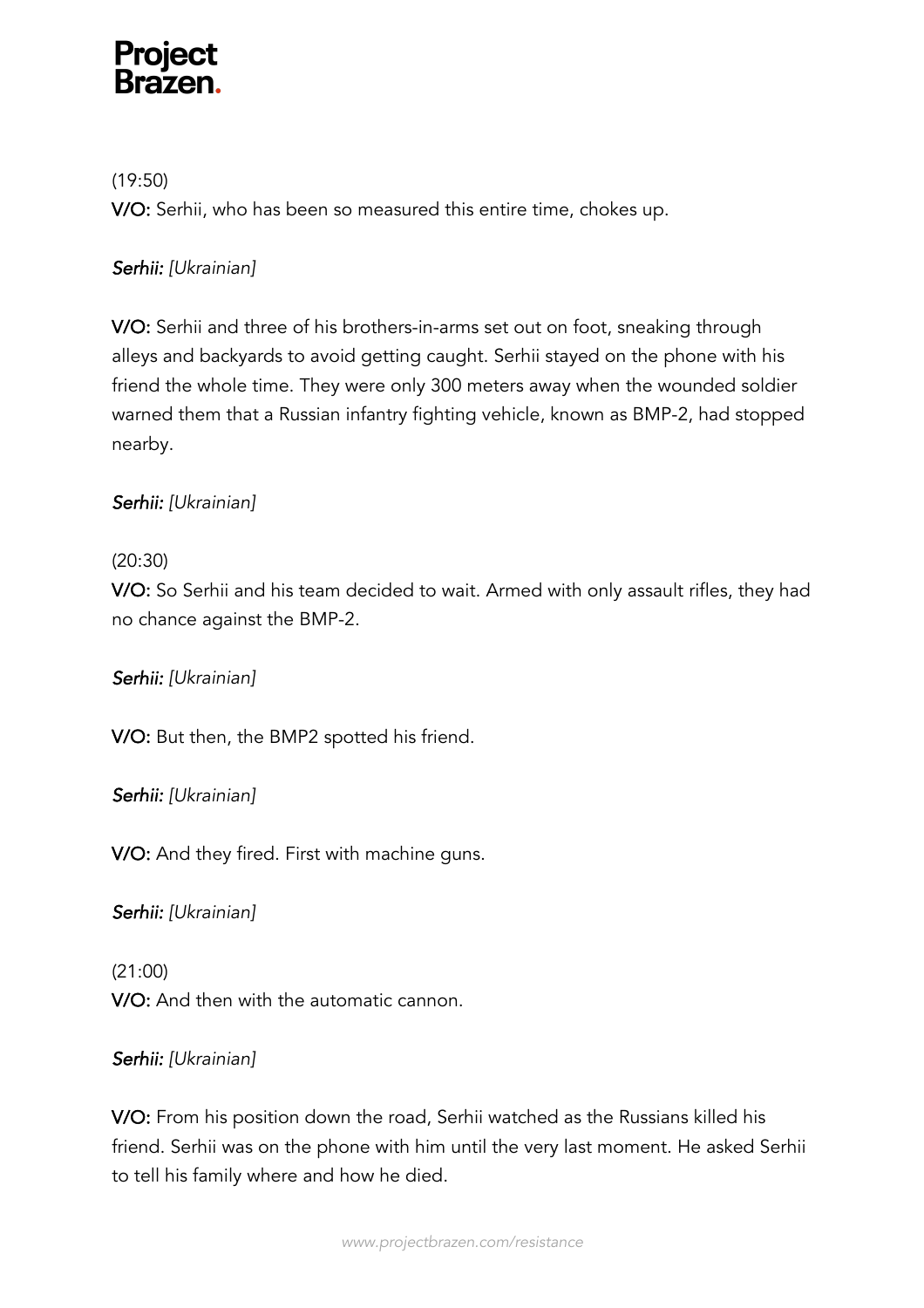(19:50)

**V/O:** Serhii, who has been so measured this entire time, chokes up.

*Serhii: [Ukrainian]*

**V/O:** Serhii and three of his brothers-in-arms set out on foot, sneaking through alleys and backyards to avoid getting caught. Serhii stayed on the phone with his friend the whole time. They were only 300 meters away when the wounded soldier warned them that a Russian infantry fighting vehicle, known as BMP-2, had stopped nearby.

*Serhii: [Ukrainian]*

(20:30)

**V/O:** So Serhii and his team decided to wait. Armed with only assault rifles, they had no chance against the BMP-2.

*Serhii: [Ukrainian]*

**V/O:** But then, the BMP2 spotted his friend.

*Serhii: [Ukrainian]*

**V/O:** And they fired. First with machine guns.

*Serhii: [Ukrainian]*

(21:00)

**V/O:** And then with the automatic cannon.

*Serhii: [Ukrainian]*

**V/O:** From his position down the road, Serhii watched as the Russians killed his friend. Serhii was on the phone with him until the very last moment. He asked Serhii to tell his family where and how he died.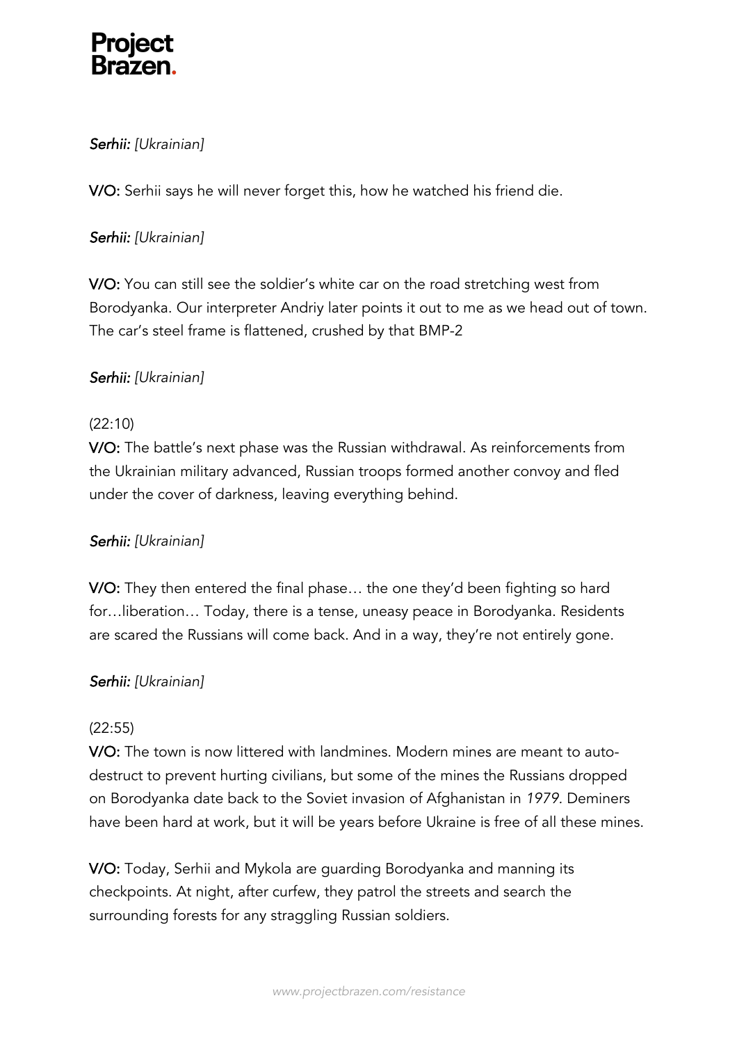***Serhii:*** *[Ukrainian]*

**V/O:** Serhii says he will never forget this, how he watched his friend die.

***Serhii:*** *[Ukrainian]*

**V/O:** You can still see the soldier's white car on the road stretching west from Borodyanka. Our interpreter Andriy later points it out to me as we head out of town. The car's steel frame is flattened, crushed by that BMP-2

***Serhii:*** *[Ukrainian]*

(22:10)
**V/O:** The battle's next phase was the Russian withdrawal. As reinforcements from the Ukrainian military advanced, Russian troops formed another convoy and fled under the cover of darkness, leaving everything behind.

***Serhii:*** *[Ukrainian]*

**V/O:** They then entered the final phase… the one they'd been fighting so hard for…liberation… Today, there is a tense, uneasy peace in Borodyanka. Residents are scared the Russians will come back. And in a way, they're not entirely gone.

***Serhii:*** *[Ukrainian]*

(22:55)
**V/O:** The town is now littered with landmines. Modern mines are meant to auto-destruct to prevent hurting civilians, but some of the mines the Russians dropped on Borodyanka date back to the Soviet invasion of Afghanistan in *1979*. Deminers have been hard at work, but it will be years before Ukraine is free of all these mines.

**V/O:** Today, Serhii and Mykola are guarding Borodyanka and manning its checkpoints. At night, after curfew, they patrol the streets and search the surrounding forests for any straggling Russian soldiers.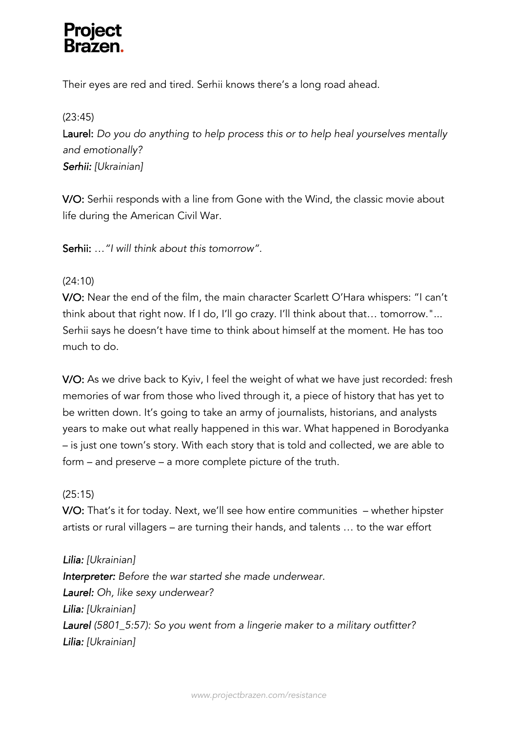Their eyes are red and tired. Serhii knows there's a long road ahead.

(23:45)

**Laurel:** *Do you do anything to help process this or to help heal yourselves mentally and emotionally?*
***Serhii:*** *[Ukrainian]*

**V/O:** Serhii responds with a line from Gone with the Wind, the classic movie about life during the American Civil War.

**Serhii:** *…"I will think about this tomorrow".*

(24:10)

**V/O:** Near the end of the film, the main character Scarlett O'Hara whispers: "I can't think about that right now. If I do, I'll go crazy. I'll think about that… tomorrow."... Serhii says he doesn't have time to think about himself at the moment. He has too much to do.

**V/O:** As we drive back to Kyiv, I feel the weight of what we have just recorded: fresh memories of war from those who lived through it, a piece of history that has yet to be written down. It's going to take an army of journalists, historians, and analysts years to make out what really happened in this war. What happened in Borodyanka – is just one town's story. With each story that is told and collected, we are able to form – and preserve – a more complete picture of the truth.

(25:15)

**V/O:** That's it for today. Next, we'll see how entire communities – whether hipster artists or rural villagers – are turning their hands, and talents … to the war effort

***Lilia:*** *[Ukrainian]*
***Interpreter:*** *Before the war started she made underwear.*
***Laurel:*** *Oh, like sexy underwear?*
***Lilia:*** *[Ukrainian]*
***Laurel*** *(5801_5:57): So you went from a lingerie maker to a military outfitter?*
***Lilia:*** *[Ukrainian]*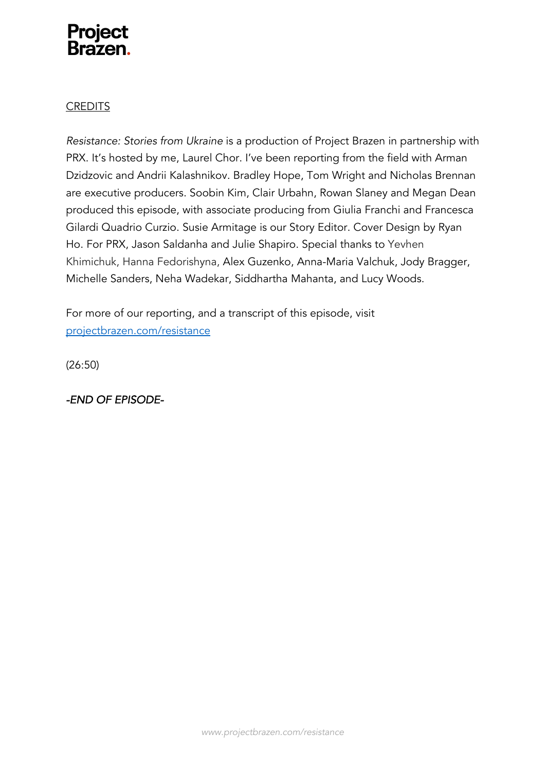CREDITS

*Resistance: Stories from Ukraine* is a production of Project Brazen in partnership with PRX. It's hosted by me, Laurel Chor. I've been reporting from the field with Arman Dzidzovic and Andrii Kalashnikov. Bradley Hope, Tom Wright and Nicholas Brennan are executive producers. Soobin Kim, Clair Urbahn, Rowan Slaney and Megan Dean produced this episode, with associate producing from Giulia Franchi and Francesca Gilardi Quadrio Curzio. Susie Armitage is our Story Editor. Cover Design by Ryan Ho. For PRX, Jason Saldanha and Julie Shapiro. Special thanks to Yevhen Khimichuk, Hanna Fedorishyna, Alex Guzenko, Anna-Maria Valchuk, Jody Bragger, Michelle Sanders, Neha Wadekar, Siddhartha Mahanta, and Lucy Woods.

For more of our reporting, and a transcript of this episode, visit [projectbrazen.com/resistance](projectbrazen.com/resistance)

(26:50)

*-END OF EPISODE-*